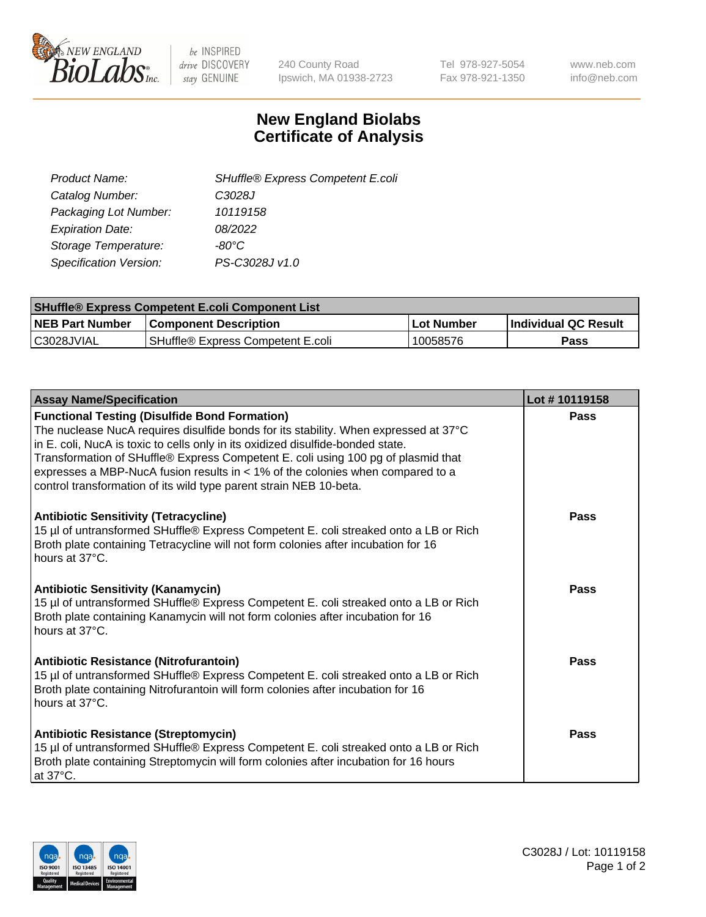# New England Biolabs
# Certificate of Analysis

| | |
|---|---|
| *Product Name:* | *SHuffle® Express Competent E.coli* |
| *Catalog Number:* | *C3028J* |
| *Packaging Lot Number:* | *10119158* |
| *Expiration Date:* | *08/2022* |
| *Storage Temperature:* | *-80°C* |
| *Specification Version:* | *PS-C3028J v1.0* |

| SHuffle® Express Competent E.coli Component List | | | |
|---|---|---|---|
| **NEB Part Number** | **Component Description** | **Lot Number** | **Individual QC Result** |
| C3028JVIAL | SHuffle® Express Competent E.coli | 10058576 | **Pass** |

| Assay Name/Specification | Lot # 10119158 |
|---|---|
| **Functional Testing (Disulfide Bond Formation)**<br>The nuclease NucA requires disulfide bonds for its stability. When expressed at 37°C in E. coli, NucA is toxic to cells only in its oxidized disulfide-bonded state. Transformation of SHuffle® Express Competent E. coli using 100 pg of plasmid that expresses a MBP-NucA fusion results in < 1% of the colonies when compared to a control transformation of its wild type parent strain NEB 10-beta. | **Pass** |
| **Antibiotic Sensitivity (Tetracycline)**<br>15 µl of untransformed SHuffle® Express Competent E. coli streaked onto a LB or Rich Broth plate containing Tetracycline will not form colonies after incubation for 16 hours at 37°C. | **Pass** |
| **Antibiotic Sensitivity (Kanamycin)**<br>15 µl of untransformed SHuffle® Express Competent E. coli streaked onto a LB or Rich Broth plate containing Kanamycin will not form colonies after incubation for 16 hours at 37°C. | **Pass** |
| **Antibiotic Resistance (Nitrofurantoin)**<br>15 µl of untransformed SHuffle® Express Competent E. coli streaked onto a LB or Rich Broth plate containing Nitrofurantoin will form colonies after incubation for 16 hours at 37°C. | **Pass** |
| **Antibiotic Resistance (Streptomycin)**<br>15 µl of untransformed SHuffle® Express Competent E. coli streaked onto a LB or Rich Broth plate containing Streptomycin will form colonies after incubation for 16 hours at 37°C. | **Pass** |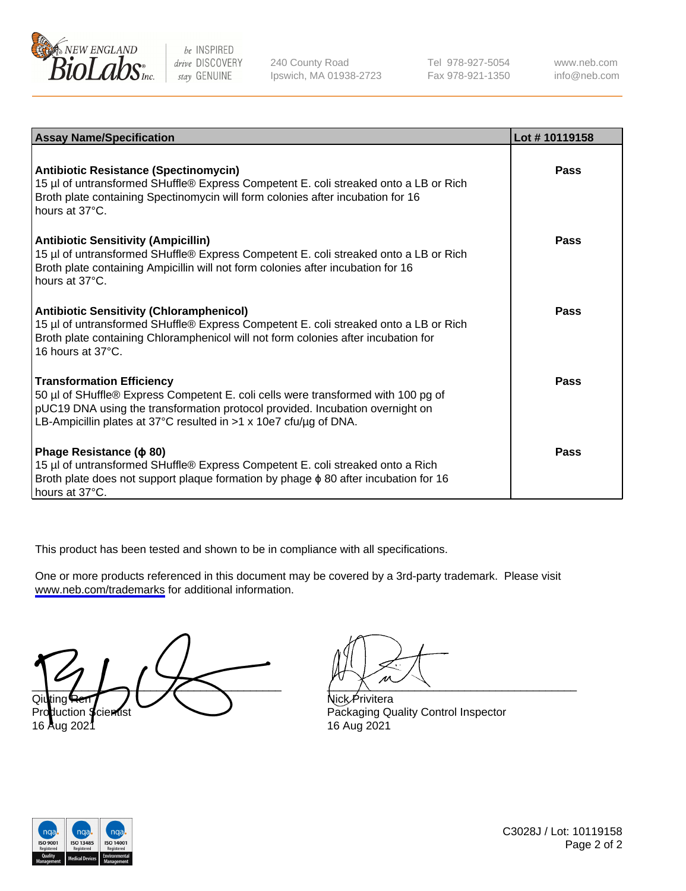| Assay Name/Specification | Lot # 10119158 |
|---|---|
| **Antibiotic Resistance (Spectinomycin)**<br>15 µl of untransformed SHuffle® Express Competent E. coli streaked onto a LB or Rich Broth plate containing Spectinomycin will form colonies after incubation for 16 hours at 37°C. | **Pass** |
| **Antibiotic Sensitivity (Ampicillin)**<br>15 µl of untransformed SHuffle® Express Competent E. coli streaked onto a LB or Rich Broth plate containing Ampicillin will not form colonies after incubation for 16 hours at 37°C. | **Pass** |
| **Antibiotic Sensitivity (Chloramphenicol)**<br>15 µl of untransformed SHuffle® Express Competent E. coli streaked onto a LB or Rich Broth plate containing Chloramphenicol will not form colonies after incubation for 16 hours at 37°C. | **Pass** |
| **Transformation Efficiency**<br>50 µl of SHuffle® Express Competent E. coli cells were transformed with 100 pg of pUC19 DNA using the transformation protocol provided. Incubation overnight on LB-Ampicillin plates at 37°C resulted in >1 x 10e7 cfu/µg of DNA. | **Pass** |
| **Phage Resistance (ϕ 80)**<br>15 µl of untransformed SHuffle® Express Competent E. coli streaked onto a Rich Broth plate does not support plaque formation by phage ϕ 80 after incubation for 16 hours at 37°C. | **Pass** |

This product has been tested and shown to be in compliance with all specifications.

One or more products referenced in this document may be covered by a 3rd-party trademark. Please visit www.neb.com/trademarks for additional information.

Qiuting Ren
Production Scientist
16 Aug 2021

Nick Privitera
Packaging Quality Control Inspector
16 Aug 2021

C3028J / Lot: 10119158